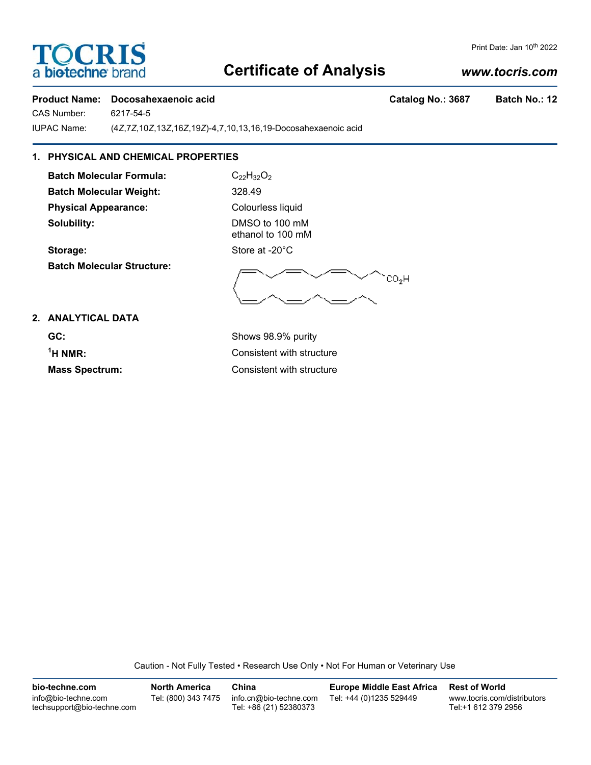TOCRIS a biotechne brand

# Certificate of Analysis

www.tocris.com

Print Date: Jan 10th 2022

**Product Name:** **Docosahexaenoic acid** **Catalog No.: 3687** **Batch No.: 12**

CAS Number: 6217-54-5

IUPAC Name: (4Z,7Z,10Z,13Z,16Z,19Z)-4,7,10,13,16,19-Docosahexaenoic acid

## 1. PHYSICAL AND CHEMICAL PROPERTIES

**Batch Molecular Formula:** $C_{22}H_{32}O_2$

**Batch Molecular Weight:** 328.49

**Physical Appearance:** Colourless liquid

**Solubility:** DMSO to 100 mM
ethanol to 100 mM

**Storage:** Store at -20°C

**Batch Molecular Structure:**

## 2. ANALYTICAL DATA

**GC:** Shows 98.9% purity

**$^1$H NMR:** Consistent with structure

**Mass Spectrum:** Consistent with structure

Caution - Not Fully Tested • Research Use Only • Not For Human or Veterinary Use

**bio-techne.com**
info@bio-techne.com
techsupport@bio-techne.com

**North America**
Tel: (800) 343 7475

**China**
info.cn@bio-techne.com
Tel: +86 (21) 52380373

**Europe Middle East Africa**
Tel: +44 (0)1235 529449

**Rest of World**
www.tocris.com/distributors
Tel:+1 612 379 2956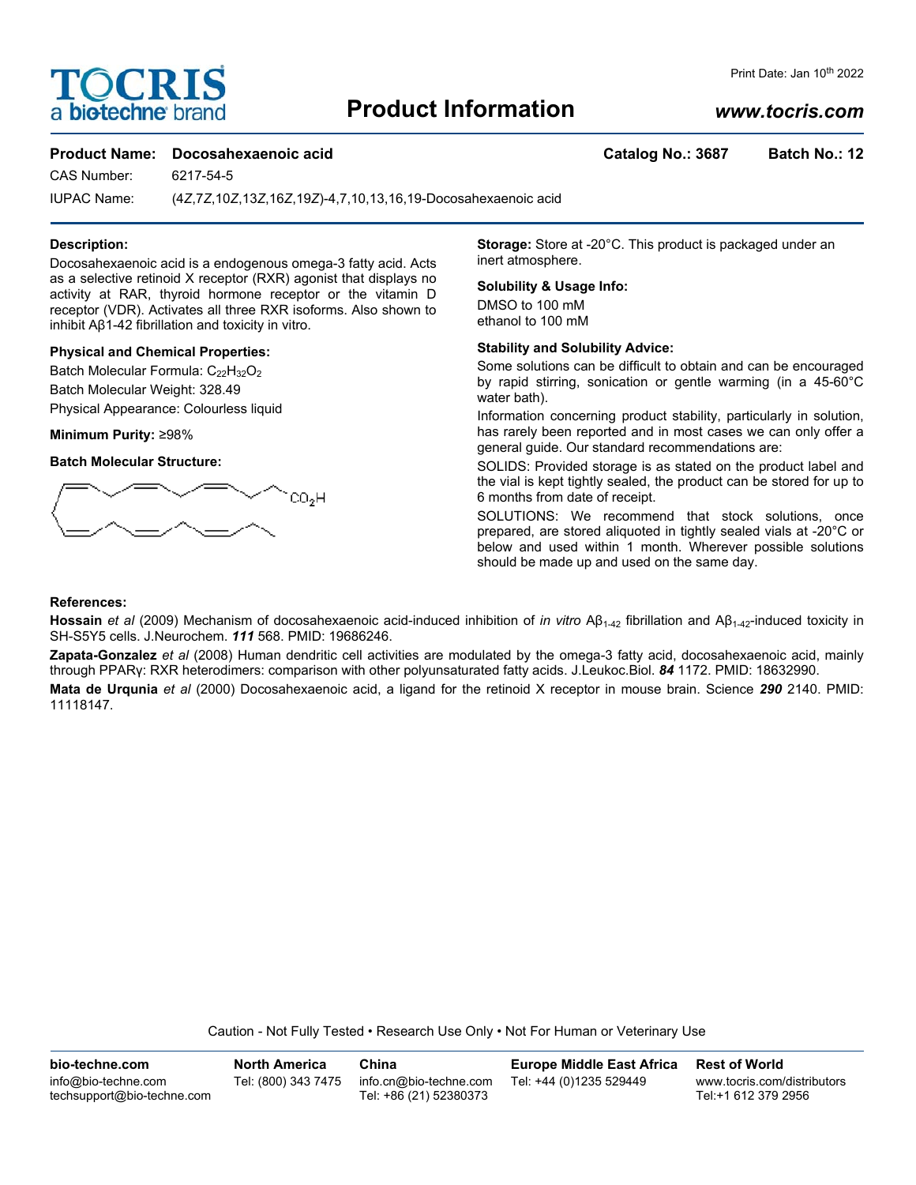**TOCRIS**
a biotechne brand

# Product Information

*www.tocris.com*

Print Date: Jan 10th 2022

**Product Name:** Docosahexaenoic acid **Catalog No.: 3687** **Batch No.: 12**

CAS Number: 6217-54-5

IUPAC Name: (4Z,7Z,10Z,13Z,16Z,19Z)-4,7,10,13,16,19-Docosahexaenoic acid

### Description:

Docosahexaenoic acid is a endogenous omega-3 fatty acid. Acts as a selective retinoid X receptor (RXR) agonist that displays no activity at RAR, thyroid hormone receptor or the vitamin D receptor (VDR). Activates all three RXR isoforms. Also shown to inhibit Aβ1-42 fibrillation and toxicity in vitro.

### Physical and Chemical Properties:

Batch Molecular Formula: $C_{22}H_{32}O_2$

Batch Molecular Weight: 328.49

Physical Appearance: Colourless liquid

**Minimum Purity:** ≥98%

### Batch Molecular Structure:

$CO_2H$

**Storage:** Store at -20°C. This product is packaged under an inert atmosphere.

### Solubility & Usage Info:

DMSO to 100 mM
ethanol to 100 mM

### Stability and Solubility Advice:

Some solutions can be difficult to obtain and can be encouraged by rapid stirring, sonication or gentle warming (in a 45-60°C water bath).

Information concerning product stability, particularly in solution, has rarely been reported and in most cases we can only offer a general guide. Our standard recommendations are:

SOLIDS: Provided storage is as stated on the product label and the vial is kept tightly sealed, the product can be stored for up to 6 months from date of receipt.

SOLUTIONS: We recommend that stock solutions, once prepared, are stored aliquoted in tightly sealed vials at -20°C or below and used within 1 month. Wherever possible solutions should be made up and used on the same day.

### References:

**Hossain** *et al* (2009) Mechanism of docosahexaenoic acid-induced inhibition of *in vitro* $A\beta_{1-42}$ fibrillation and $A\beta_{1-42}$-induced toxicity in SH-S5Y5 cells. J.Neurochem. ***111*** 568. PMID: 19686246.

**Zapata-Gonzalez** *et al* (2008) Human dendritic cell activities are modulated by the omega-3 fatty acid, docosahexaenoic acid, mainly through PPARγ: RXR heterodimers: comparison with other polyunsaturated fatty acids. J.Leukoc.Biol. ***84*** 1172. PMID: 18632990.

**Mata de Urqunia** *et al* (2000) Docosahexaenoic acid, a ligand for the retinoid X receptor in mouse brain. Science ***290*** 2140. PMID: 11118147.

Caution - Not Fully Tested • Research Use Only • Not For Human or Veterinary Use

| | | | | |
|---|---|---|---|---|
| **bio-techne.com** | **North America** | **China** | **Europe Middle East Africa** | **Rest of World** |
| info@bio-techne.com | Tel: (800) 343 7475 | info.cn@bio-techne.com | Tel: +44 (0)1235 529449 | www.tocris.com/distributors |
| techsupport@bio-techne.com | | Tel: +86 (21) 52380373 | | Tel:+1 612 379 2956 |